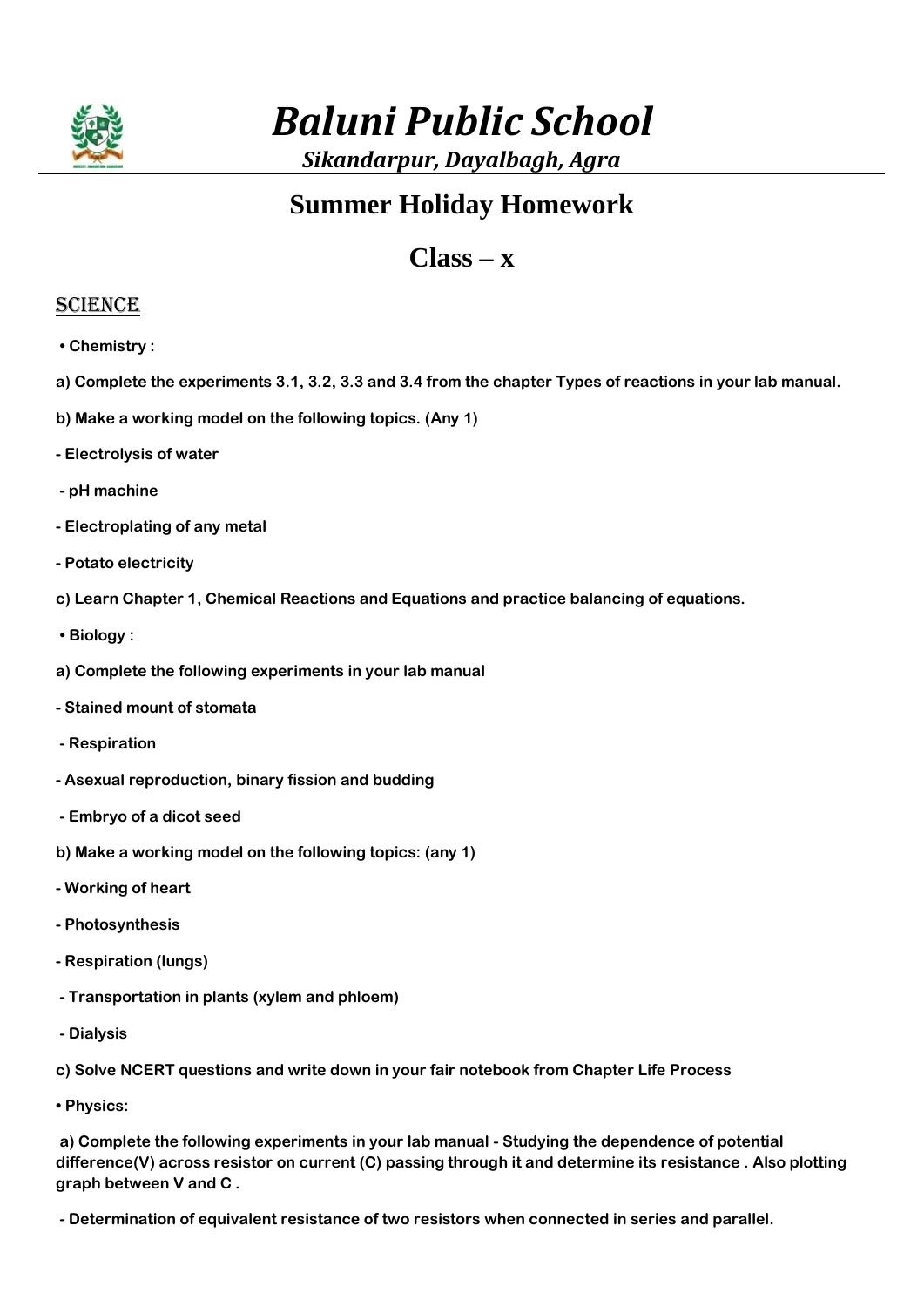# *Baluni Public School*

*Sikandarpur, Dayalbagh, Agra*

## Summer Holiday Homework

## Class – x

### SCIENCE

- **Chemistry :**

**a) Complete the experiments 3.1, 3.2, 3.3 and 3.4 from the chapter Types of reactions in your lab manual.**

**b) Make a working model on the following topics. (Any 1)**

**- Electrolysis of water**

**- pH machine**

**- Electroplating of any metal**

**- Potato electricity**

**c) Learn Chapter 1, Chemical Reactions and Equations and practice balancing of equations.**

- **Biology :**

**a) Complete the following experiments in your lab manual**

**- Stained mount of stomata**

**- Respiration**

**- Asexual reproduction, binary fission and budding**

**- Embryo of a dicot seed**

**b) Make a working model on the following topics: (any 1)**

**- Working of heart**

**- Photosynthesis**

**- Respiration (lungs)**

**- Transportation in plants (xylem and phloem)**

**- Dialysis**

**c) Solve NCERT questions and write down in your fair notebook from Chapter Life Process**

- **Physics:**

**a) Complete the following experiments in your lab manual - Studying the dependence of potential difference(V) across resistor on current (C) passing through it and determine its resistance . Also plotting graph between V and C .**

**- Determination of equivalent resistance of two resistors when connected in series and parallel.**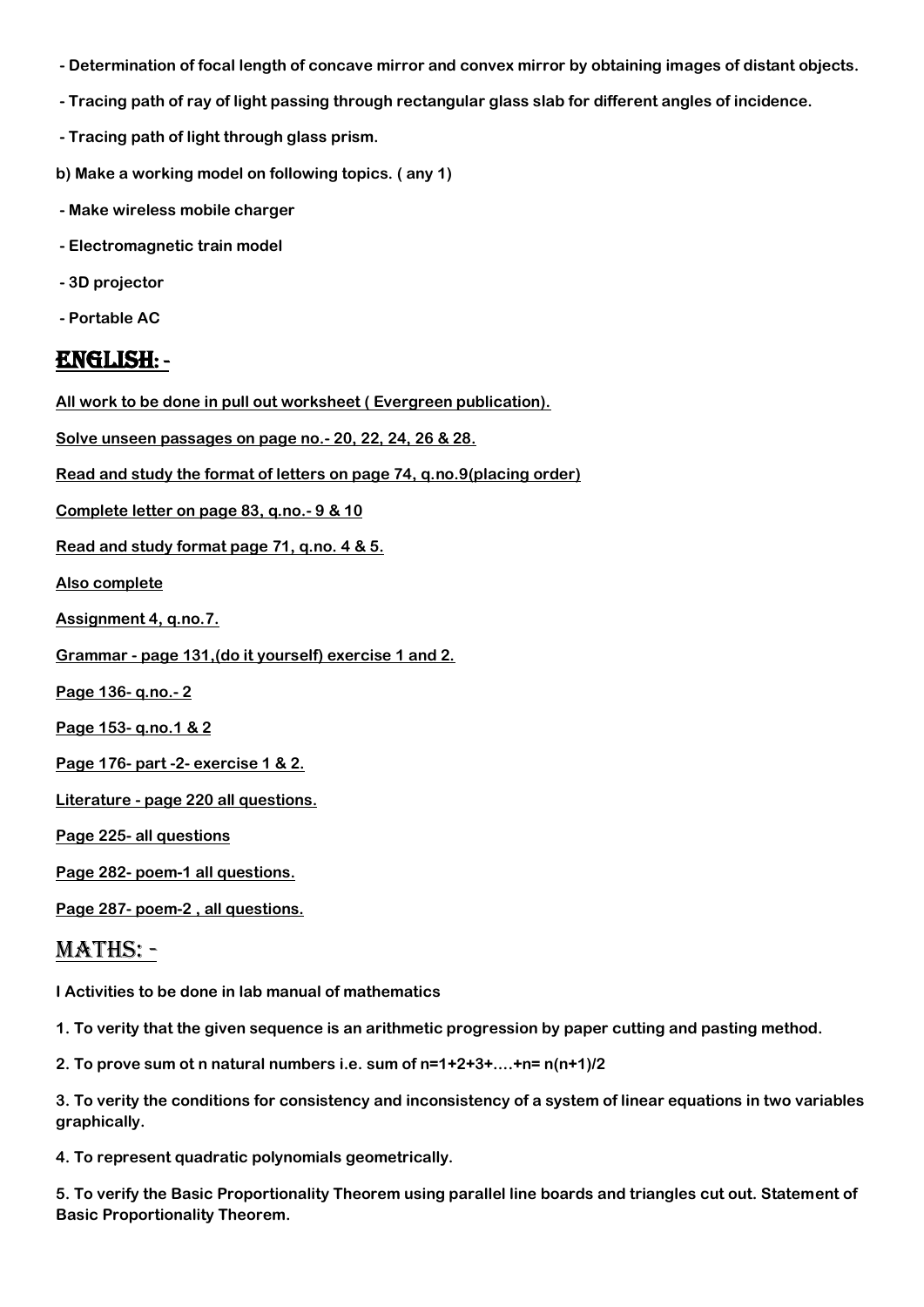- **Determination of focal length of concave mirror and convex mirror by obtaining images of distant objects.**
- **Tracing path of ray of light passing through rectangular glass slab for different angles of incidence.**
- **Tracing path of light through glass prism.**

**b) Make a working model on following topics. ( any 1)**

- **Make wireless mobile charger**
- **Electromagnetic train model**
- **3D projector**
- **Portable AC**

## ENGLISH: -

**All work to be done in pull out worksheet ( Evergreen publication).**

**Solve unseen passages on page no.- 20, 22, 24, 26 & 28.**

**Read and study the format of letters on page 74, q.no.9(placing order)**

**Complete letter on page 83, q.no.- 9 & 10**

**Read and study format page 71, q.no. 4 & 5.**

**Also complete**

**Assignment 4, q.no.7.**

**Grammar - page 131,(do it yourself) exercise 1 and 2.**

**Page 136- q.no.- 2**

**Page 153- q.no.1 & 2**

**Page 176- part -2- exercise 1 & 2.**

**Literature - page 220 all questions.**

**Page 225- all questions**

**Page 282- poem-1 all questions.**

**Page 287- poem-2 , all questions.**

## MATHS: -

**I Activities to be done in lab manual of mathematics**

**1. To verity that the given sequence is an arithmetic progression by paper cutting and pasting method.**

**2. To prove sum ot n natural numbers i.e. sum of n=1+2+3+....+n= n(n+1)/2**

**3. To verity the conditions for consistency and inconsistency of a system of linear equations in two variables graphically.**

**4. To represent quadratic polynomials geometrically.**

**5. To verify the Basic Proportionality Theorem using parallel line boards and triangles cut out. Statement of Basic Proportionality Theorem.**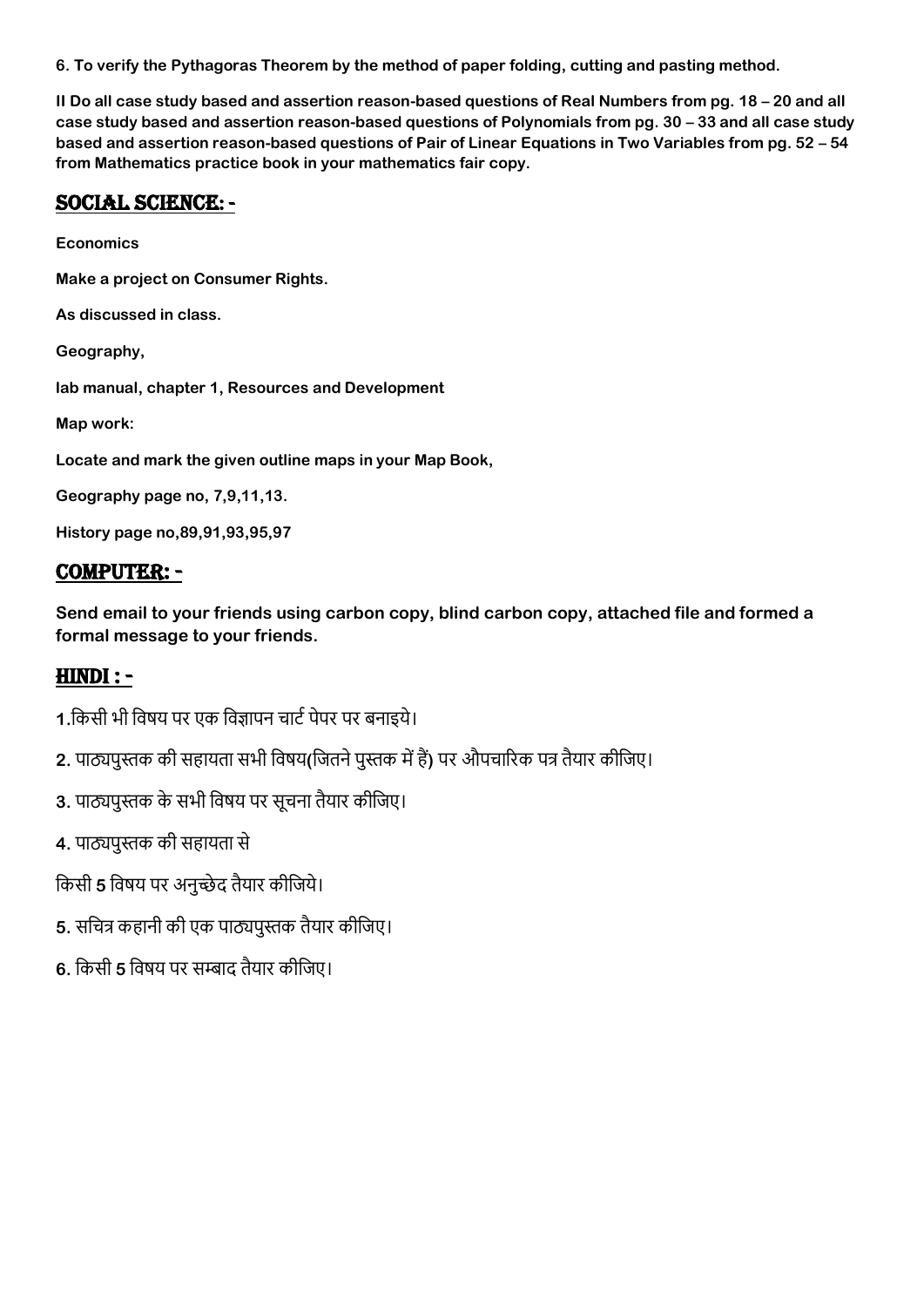**6. To verify the Pythagoras Theorem by the method of paper folding, cutting and pasting method.**

**II Do all case study based and assertion reason-based questions of Real Numbers from pg. 18 – 20 and all case study based and assertion reason-based questions of Polynomials from pg. 30 – 33 and all case study based and assertion reason-based questions of Pair of Linear Equations in Two Variables from pg. 52 – 54 from Mathematics practice book in your mathematics fair copy.**

## SOCIAL SCIENCE: -

**Economics**

**Make a project on Consumer Rights.**

**As discussed in class.**

**Geography,**

**lab manual, chapter 1, Resources and Development**

**Map work:**

**Locate and mark the given outline maps in your Map Book,**

**Geography page no, 7,9,11,13.**

**History page no,89,91,93,95,97**

## COMPUTER: -

**Send email to your friends using carbon copy, blind carbon copy, attached file and formed a formal message to your friends.**

## HINDI : -

1.किसी भी विषय पर एक विज्ञापन चार्ट पेपर पर बनाइये।

2. पाठ्यपुस्तक की सहायता सभी विषय(जितने पुस्तक में हैं) पर औपचारिक पत्र तैयार कीजिए।

3. पाठ्यपुस्तक के सभी विषय पर सूचना तैयार कीजिए।

4. पाठ्यपुस्तक की सहायता से

किसी 5 विषय पर अनुच्छेद तैयार कीजिये।

5. सचित्र कहानी की एक पाठ्यपुस्तक तैयार कीजिए।

6. किसी 5 विषय पर सम्बाद तैयार कीजिए।